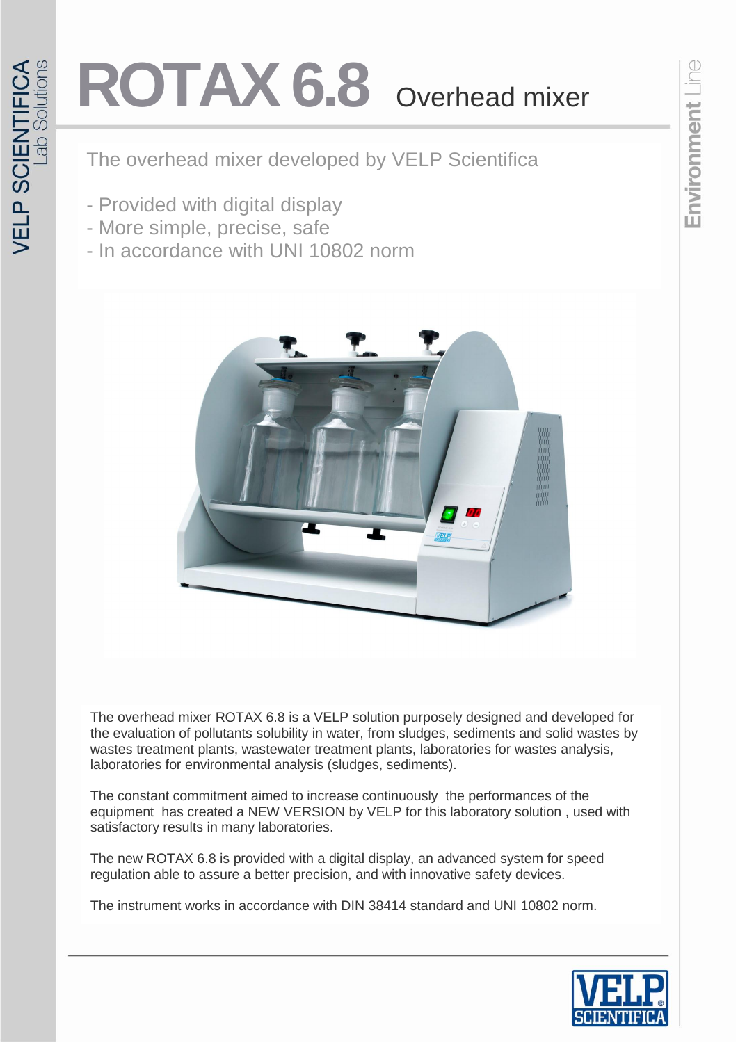# ROTAX 6.8 Overhead mixer

The overhead mixer developed by VELP Scientifica

- Provided with digital display
- More simple, precise, safe
- In accordance with UNI 10802 norm

The overhead mixer ROTAX 6.8 is a VELP solution purposely designed and developed for the evaluation of pollutants solubility in water, from sludges, sediments and solid wastes by wastes treatment plants, wastewater treatment plants, laboratories for wastes analysis, laboratories for environmental analysis (sludges, sediments).

The constant commitment aimed to increase continuously the performances of the equipment has created a NEW VERSION by VELP for this laboratory solution , used with satisfactory results in many laboratories.

The new ROTAX 6.8 is provided with a digital display, an advanced system for speed regulation able to assure a better precision, and with innovative safety devices.

The instrument works in accordance with DIN 38414 standard and UNI 10802 norm.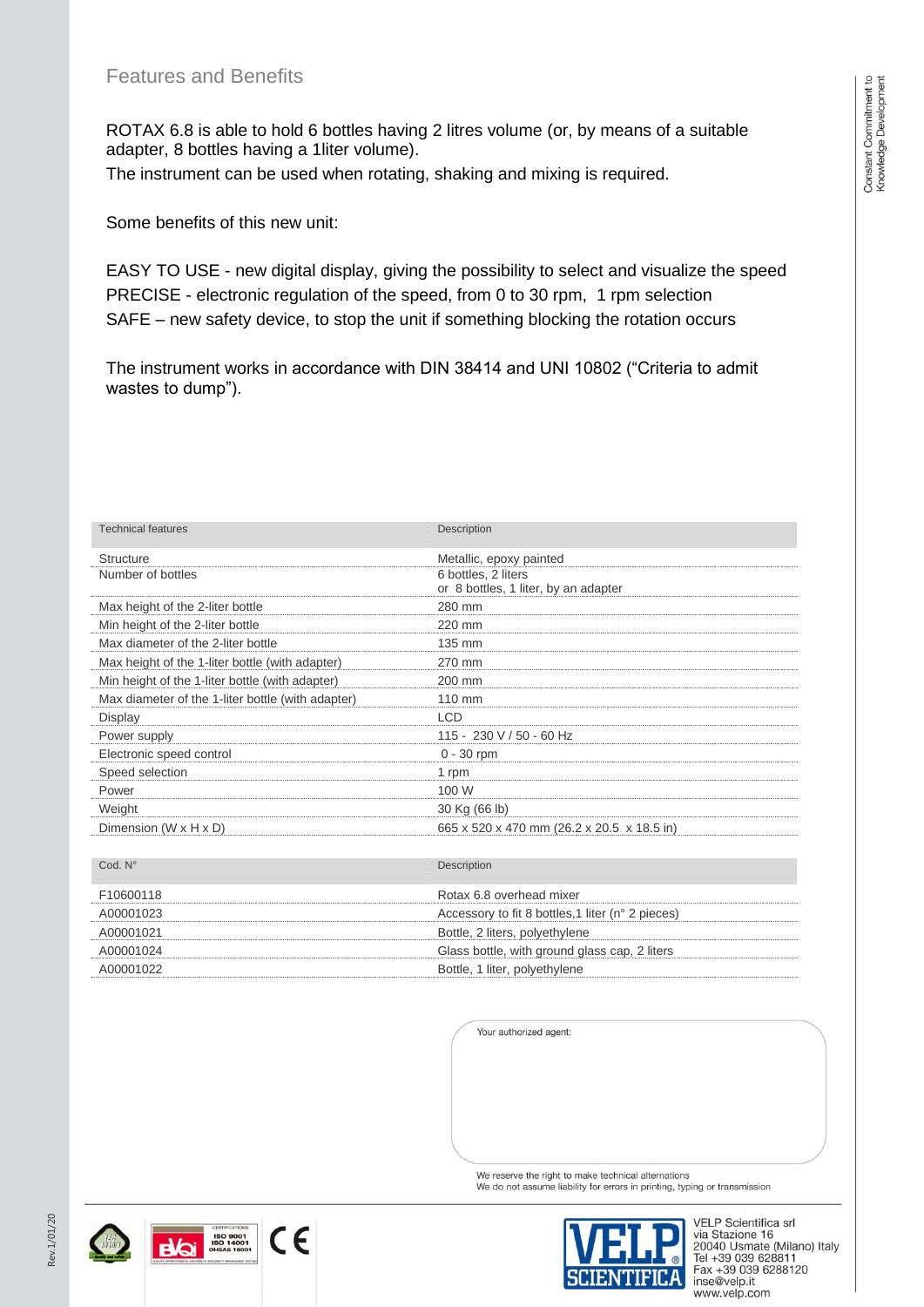## Features and Benefits

ROTAX 6.8 is able to hold 6 bottles having 2 litres volume (or, by means of a suitable adapter, 8 bottles having a 1liter volume).
The instrument can be used when rotating, shaking and mixing is required.

Some benefits of this new unit:

EASY TO USE - new digital display, giving the possibility to select and visualize the speed
PRECISE - electronic regulation of the speed, from 0 to 30 rpm, 1 rpm selection
SAFE – new safety device, to stop the unit if something blocking the rotation occurs

The instrument works in accordance with DIN 38414 and UNI 10802 ("Criteria to admit wastes to dump").

| Technical features | Description |
|---|---|
| Structure | Metallic, epoxy painted |
| Number of bottles | 6 bottles, 2 liters<br>or 8 bottles, 1 liter, by an adapter |
| Max height of the 2-liter bottle | 280 mm |
| Min height of the 2-liter bottle | 220 mm |
| Max diameter of the 2-liter bottle | 135 mm |
| Max height of the 1-liter bottle (with adapter) | 270 mm |
| Min height of the 1-liter bottle (with adapter) | 200 mm |
| Max diameter of the 1-liter bottle (with adapter) | 110 mm |
| Display | LCD |
| Power supply | 115 - 230 V / 50 - 60 Hz |
| Electronic speed control | 0 - 30 rpm |
| Speed selection | 1 rpm |
| Power | 100 W |
| Weight | 30 Kg (66 lb) |
| Dimension (W x H x D) | 665 x 520 x 470 mm (26.2 x 20.5 x 18.5 in) |

| Cod. N° | Description |
|---|---|
| F10600118 | Rotax 6.8 overhead mixer |
| A00001023 | Accessory to fit 8 bottles,1 liter (n° 2 pieces) |
| A00001021 | Bottle, 2 liters, polyethylene |
| A00001024 | Glass bottle, with ground glass cap, 2 liters |
| A00001022 | Bottle, 1 liter, polyethylene |

Your authorized agent:

We reserve the right to make technical alternations
We do not assume liability for errors in printing, typing or transmission

Constant Commitment to Knowledge Development

Rev.1/01/20

CERTIFICATIONS
ISO 9001
ISO 14001
OHSAS 18001

VELP Scientifica srl
via Stazione 16
20040 Usmate (Milano) Italy
Tel +39 039 628811
Fax +39 039 6288120
inse@velp.it
www.velp.com